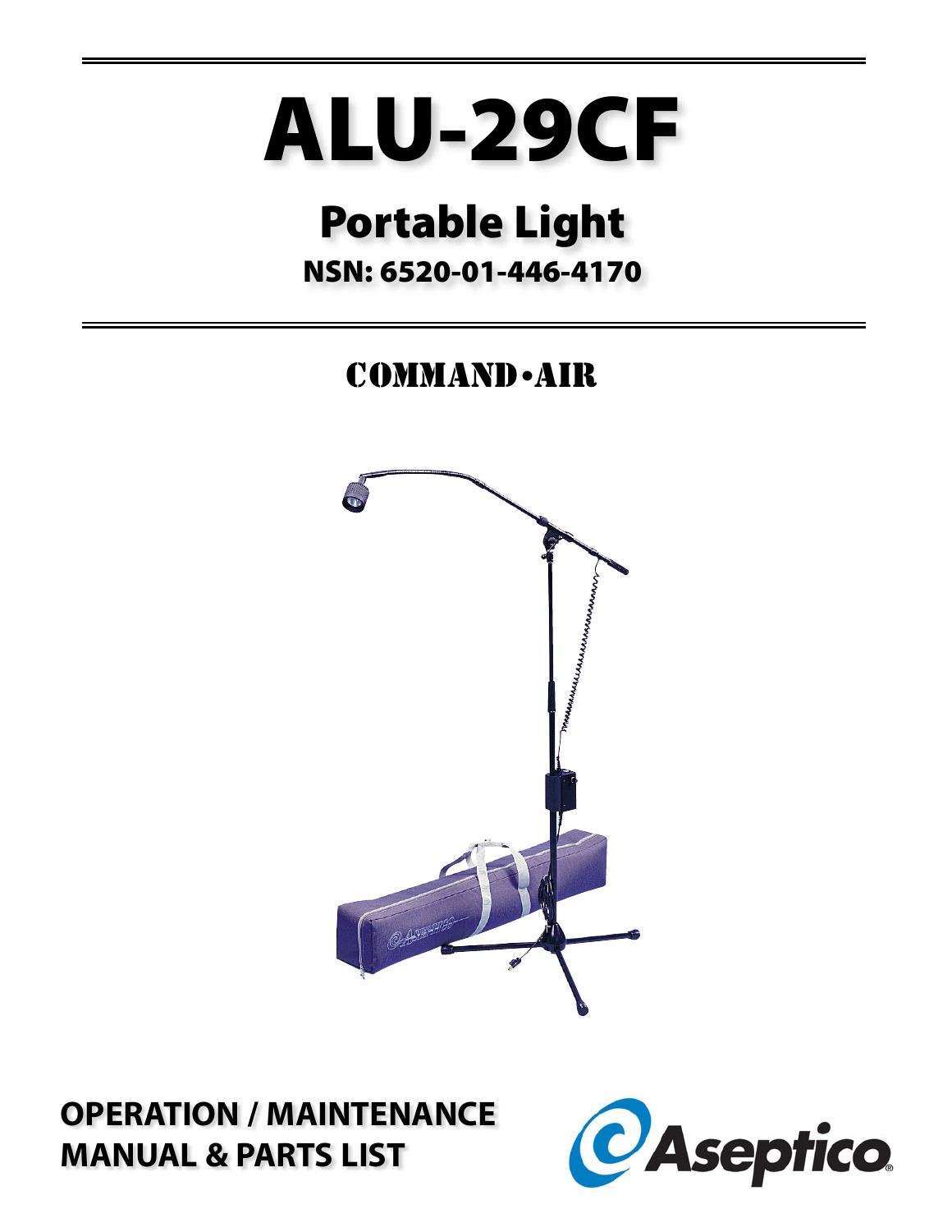# ALU-29CF

## Portable Light

**NSN: 6520-01-446-4170**

COMMAND•AIR

**OPERATION / MAINTENANCE MANUAL & PARTS LIST**

Aseptico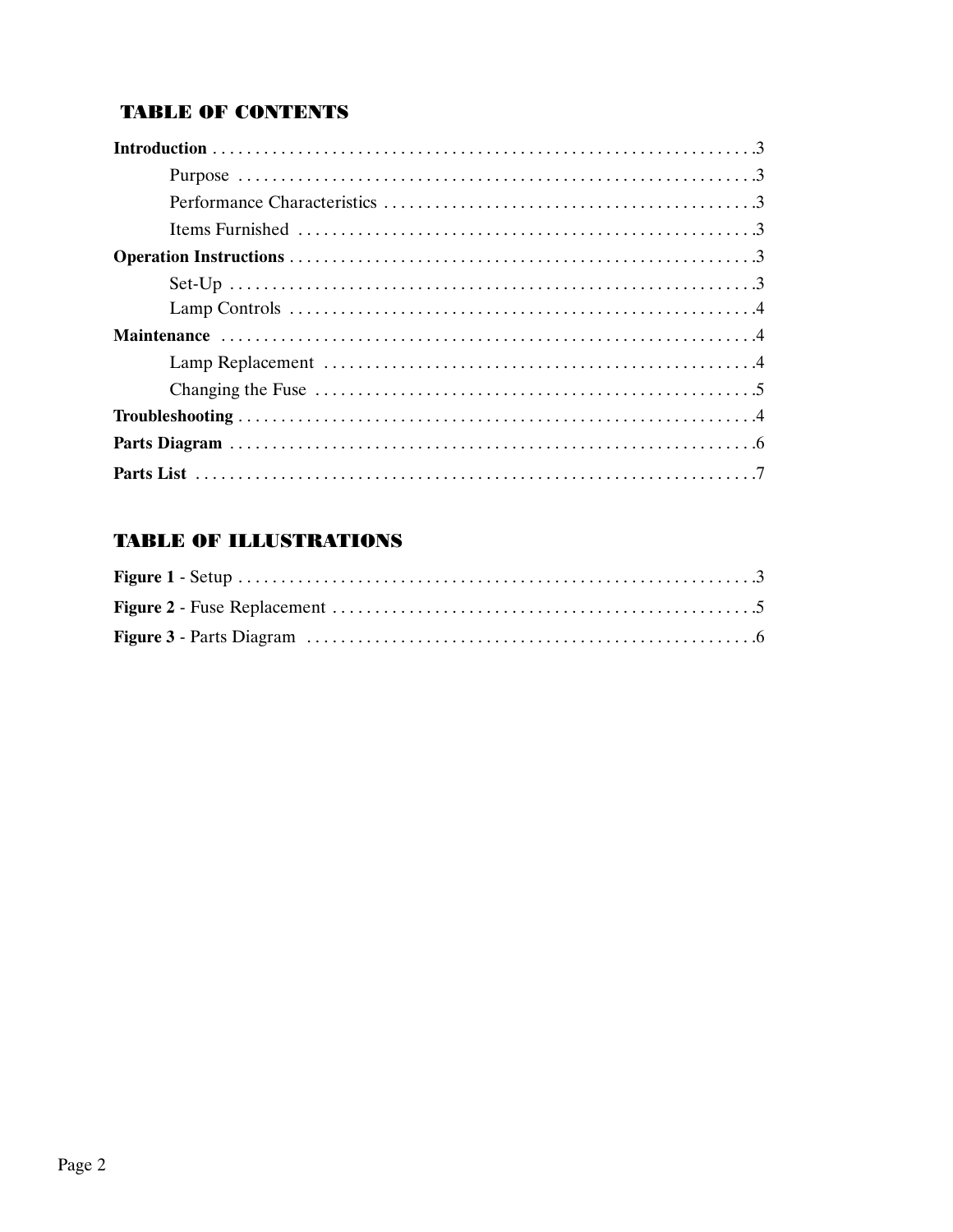## TABLE OF CONTENTS

**Introduction** . . . . . . . . . . . . . . . . . . . . . . . . . . . . . . . . . . . . . . . . . . . . . . . . . . . . . . . . . . . . . . . .3

- Purpose . . . . . . . . . . . . . . . . . . . . . . . . . . . . . . . . . . . . . . . . . . . . . . . . . . . . . . . . . . . . . .3
- Performance Characteristics . . . . . . . . . . . . . . . . . . . . . . . . . . . . . . . . . . . . . . . . . . . .3
- Items Furnished . . . . . . . . . . . . . . . . . . . . . . . . . . . . . . . . . . . . . . . . . . . . . . . . . . . . . .3

**Operation Instructions** . . . . . . . . . . . . . . . . . . . . . . . . . . . . . . . . . . . . . . . . . . . . . . . . . . . . . . .3

- Set-Up . . . . . . . . . . . . . . . . . . . . . . . . . . . . . . . . . . . . . . . . . . . . . . . . . . . . . . . . . . . . . . .3
- Lamp Controls . . . . . . . . . . . . . . . . . . . . . . . . . . . . . . . . . . . . . . . . . . . . . . . . . . . . . . . .4

**Maintenance** . . . . . . . . . . . . . . . . . . . . . . . . . . . . . . . . . . . . . . . . . . . . . . . . . . . . . . . . . . . . . . . .4

- Lamp Replacement . . . . . . . . . . . . . . . . . . . . . . . . . . . . . . . . . . . . . . . . . . . . . . . . . . . .4
- Changing the Fuse . . . . . . . . . . . . . . . . . . . . . . . . . . . . . . . . . . . . . . . . . . . . . . . . . . . . .5

**Troubleshooting** . . . . . . . . . . . . . . . . . . . . . . . . . . . . . . . . . . . . . . . . . . . . . . . . . . . . . . . . . . . . .4

**Parts Diagram** . . . . . . . . . . . . . . . . . . . . . . . . . . . . . . . . . . . . . . . . . . . . . . . . . . . . . . . . . . . . . .6

**Parts List** . . . . . . . . . . . . . . . . . . . . . . . . . . . . . . . . . . . . . . . . . . . . . . . . . . . . . . . . . . . . . . . . . .7

## TABLE OF ILLUSTRATIONS

**Figure 1** - Setup . . . . . . . . . . . . . . . . . . . . . . . . . . . . . . . . . . . . . . . . . . . . . . . . . . . . . . . . . . . . .3

**Figure 2** - Fuse Replacement . . . . . . . . . . . . . . . . . . . . . . . . . . . . . . . . . . . . . . . . . . . . . . . . . .5

**Figure 3** - Parts Diagram . . . . . . . . . . . . . . . . . . . . . . . . . . . . . . . . . . . . . . . . . . . . . . . . . . . . .6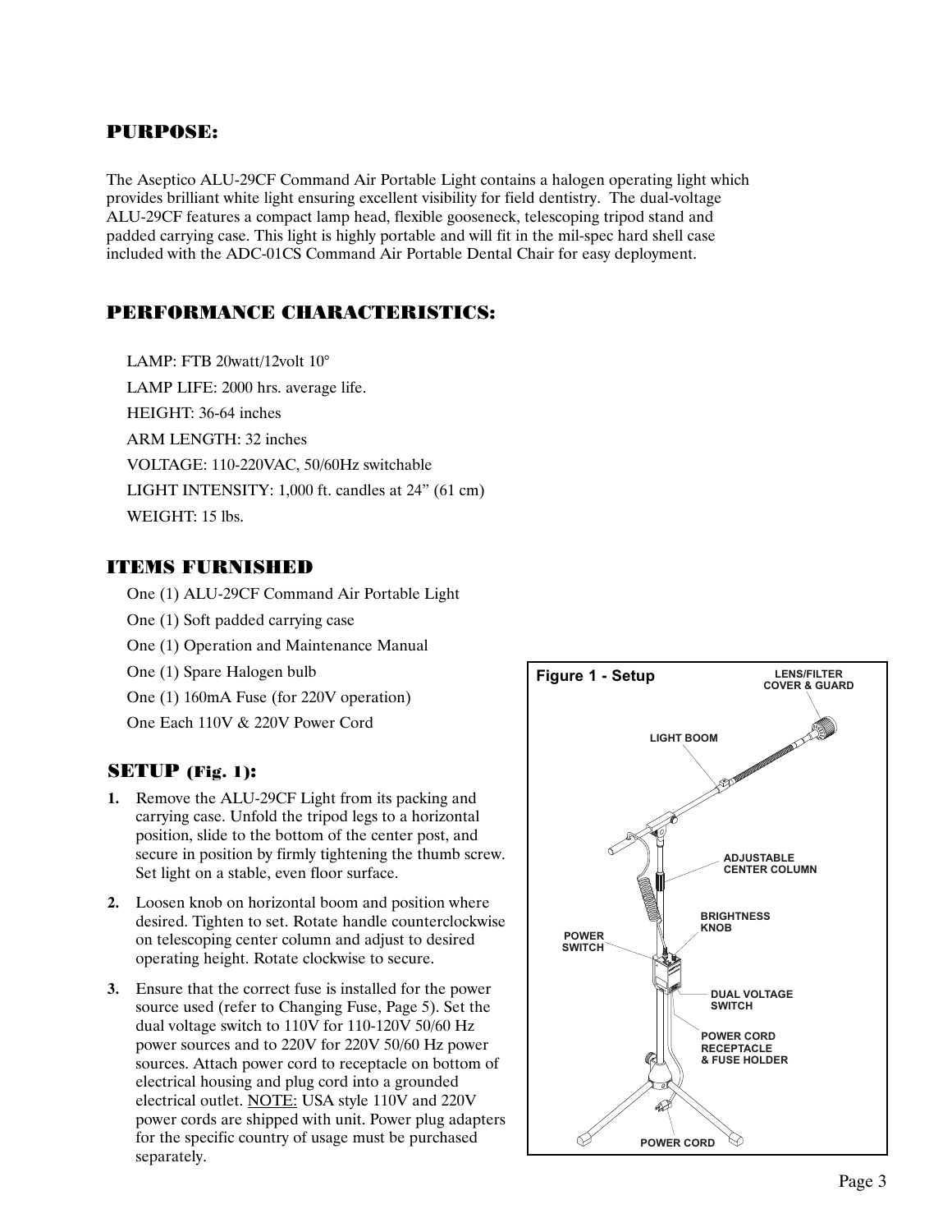## PURPOSE:

The Aseptico ALU-29CF Command Air Portable Light contains a halogen operating light which provides brilliant white light ensuring excellent visibility for field dentistry. The dual-voltage ALU-29CF features a compact lamp head, flexible gooseneck, telescoping tripod stand and padded carrying case. This light is highly portable and will fit in the mil-spec hard shell case included with the ADC-01CS Command Air Portable Dental Chair for easy deployment.

## PERFORMANCE CHARACTERISTICS:

LAMP: FTB 20watt/12volt 10°

LAMP LIFE: 2000 hrs. average life.

HEIGHT: 36-64 inches

ARM LENGTH: 32 inches

VOLTAGE: 110-220VAC, 50/60Hz switchable

LIGHT INTENSITY: 1,000 ft. candles at 24" (61 cm)

WEIGHT: 15 lbs.

## ITEMS FURNISHED

One (1) ALU-29CF Command Air Portable Light

One (1) Soft padded carrying case

One (1) Operation and Maintenance Manual

One (1) Spare Halogen bulb

One (1) 160mA Fuse (for 220V operation)

One Each 110V & 220V Power Cord

## SETUP (Fig. 1):

1. Remove the ALU-29CF Light from its packing and carrying case. Unfold the tripod legs to a horizontal position, slide to the bottom of the center post, and secure in position by firmly tightening the thumb screw. Set light on a stable, even floor surface.
2. Loosen knob on horizontal boom and position where desired. Tighten to set. Rotate handle counterclockwise on telescoping center column and adjust to desired operating height. Rotate clockwise to secure.
3. Ensure that the correct fuse is installed for the power source used (refer to Changing Fuse, Page 5). Set the dual voltage switch to 110V for 110-120V 50/60 Hz power sources and to 220V for 220V 50/60 Hz power sources. Attach power cord to receptacle on bottom of electrical housing and plug cord into a grounded electrical outlet. NOTE: USA style 110V and 220V power cords are shipped with unit. Power plug adapters for the specific country of usage must be purchased separately.

Figure 1 - Setup

LENS/FILTER COVER & GUARD

LIGHT BOOM

ADJUSTABLE CENTER COLUMN

BRIGHTNESS KNOB

POWER SWITCH

DUAL VOLTAGE SWITCH

POWER CORD RECEPTACLE & FUSE HOLDER

POWER CORD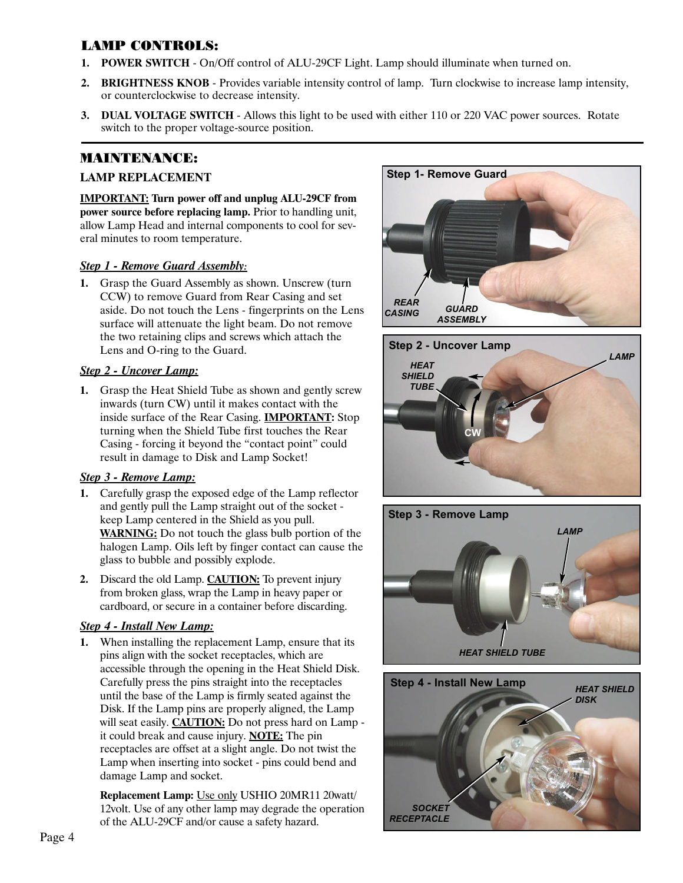## LAMP CONTROLS:

1. **POWER SWITCH** - On/Off control of ALU-29CF Light. Lamp should illuminate when turned on.
2. **BRIGHTNESS KNOB** - Provides variable intensity control of lamp. Turn clockwise to increase lamp intensity, or counterclockwise to decrease intensity.
3. **DUAL VOLTAGE SWITCH** - Allows this light to be used with either 110 or 220 VAC power sources. Rotate switch to the proper voltage-source position.

## MAINTENANCE:

### LAMP REPLACEMENT

**IMPORTANT: Turn power off and unplug ALU-29CF from power source before replacing lamp.** Prior to handling unit, allow Lamp Head and internal components to cool for several minutes to room temperature.

***Step 1 - Remove Guard Assembly:***

1. Grasp the Guard Assembly as shown. Unscrew (turn CCW) to remove Guard from Rear Casing and set aside. Do not touch the Lens - fingerprints on the Lens surface will attenuate the light beam. Do not remove the two retaining clips and screws which attach the Lens and O-ring to the Guard.

***Step 2 - Uncover Lamp:***

1. Grasp the Heat Shield Tube as shown and gently screw inwards (turn CW) until it makes contact with the inside surface of the Rear Casing. **IMPORTANT:** Stop turning when the Shield Tube first touches the Rear Casing - forcing it beyond the "contact point" could result in damage to Disk and Lamp Socket!

***Step 3 - Remove Lamp:***

1. Carefully grasp the exposed edge of the Lamp reflector and gently pull the Lamp straight out of the socket - keep Lamp centered in the Shield as you pull. **WARNING:** Do not touch the glass bulb portion of the halogen Lamp. Oils left by finger contact can cause the glass to bubble and possibly explode.
2. Discard the old Lamp. **CAUTION:** To prevent injury from broken glass, wrap the Lamp in heavy paper or cardboard, or secure in a container before discarding.

***Step 4 - Install New Lamp:***

1. When installing the replacement Lamp, ensure that its pins align with the socket receptacles, which are accessible through the opening in the Heat Shield Disk. Carefully press the pins straight into the receptacles until the base of the Lamp is firmly seated against the Disk. If the Lamp pins are properly aligned, the Lamp will seat easily. **CAUTION:** Do not press hard on Lamp - it could break and cause injury. **NOTE:** The pin receptacles are offset at a slight angle. Do not twist the Lamp when inserting into socket - pins could bend and damage Lamp and socket.

   **Replacement Lamp:** Use only USHIO 20MR11 20watt/12volt. Use of any other lamp may degrade the operation of the ALU-29CF and/or cause a safety hazard.

Step 1- Remove Guard

REAR CASING — GUARD ASSEMBLY

Step 2 - Uncover Lamp

HEAT SHIELD TUBE — LAMP — CW

Step 3 - Remove Lamp

LAMP — HEAT SHIELD TUBE

Step 4 - Install New Lamp

HEAT SHIELD DISK — SOCKET RECEPTACLE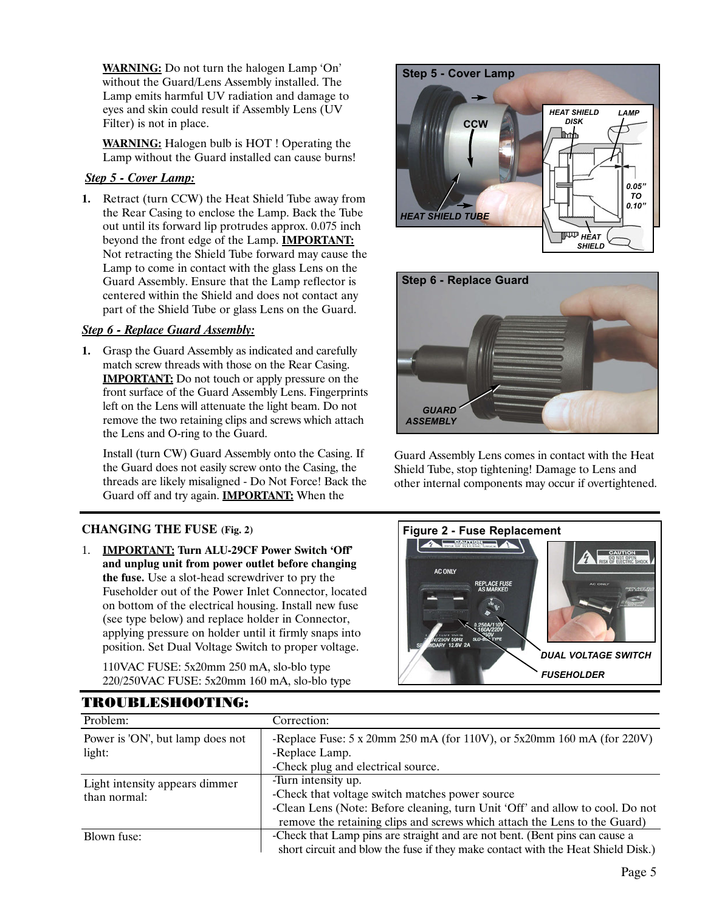**WARNING:** Do not turn the halogen Lamp 'On' without the Guard/Lens Assembly installed. The Lamp emits harmful UV radiation and damage to eyes and skin could result if Assembly Lens (UV Filter) is not in place.

**WARNING:** Halogen bulb is HOT ! Operating the Lamp without the Guard installed can cause burns!

***Step 5 - Cover Lamp:***

1. Retract (turn CCW) the Heat Shield Tube away from the Rear Casing to enclose the Lamp. Back the Tube out until its forward lip protrudes approx. 0.075 inch beyond the front edge of the Lamp. **IMPORTANT:** Not retracting the Shield Tube forward may cause the Lamp to come in contact with the glass Lens on the Guard Assembly. Ensure that the Lamp reflector is centered within the Shield and does not contact any part of the Shield Tube or glass Lens on the Guard.

***Step 6 - Replace Guard Assembly:***

1. Grasp the Guard Assembly as indicated and carefully match screw threads with those on the Rear Casing. **IMPORTANT:** Do not touch or apply pressure on the front surface of the Guard Assembly Lens. Fingerprints left on the Lens will attenuate the light beam. Do not remove the two retaining clips and screws which attach the Lens and O-ring to the Guard.

   Install (turn CW) Guard Assembly onto the Casing. If the Guard does not easily screw onto the Casing, the threads are likely misaligned - Do Not Force! Back the Guard off and try again. **IMPORTANT:** When the Guard Assembly Lens comes in contact with the Heat Shield Tube, stop tightening! Damage to Lens and other internal components may occur if overtightened.

Step 5 - Cover Lamp

Step 6 - Replace Guard

## CHANGING THE FUSE (Fig. 2)

1. **IMPORTANT: Turn ALU-29CF Power Switch 'Off' and unplug unit from power outlet before changing the fuse.** Use a slot-head screwdriver to pry the Fuseholder out of the Power Inlet Connector, located on bottom of the electrical housing. Install new fuse (see type below) and replace holder in Connector, applying pressure on holder until it firmly snaps into position. Set Dual Voltage Switch to proper voltage.

   110VAC FUSE: 5x20mm 250 mA, slo-blo type
   220/250VAC FUSE: 5x20mm 160 mA, slo-blo type

Figure 2 - Fuse Replacement

## TROUBLESHOOTING:

| Problem: | Correction: |
|---|---|
| Power is 'ON', but lamp does not light: | -Replace Fuse: 5 x 20mm 250 mA (for 110V), or 5x20mm 160 mA (for 220V)<br>-Replace Lamp.<br>-Check plug and electrical source. |
| Light intensity appears dimmer than normal: | -Turn intensity up.<br>-Check that voltage switch matches power source<br>-Clean Lens (Note: Before cleaning, turn Unit 'Off' and allow to cool. Do not remove the retaining clips and screws which attach the Lens to the Guard) |
| Blown fuse: | -Check that Lamp pins are straight and are not bent. (Bent pins can cause a short circuit and blow the fuse if they make contact with the Heat Shield Disk.) |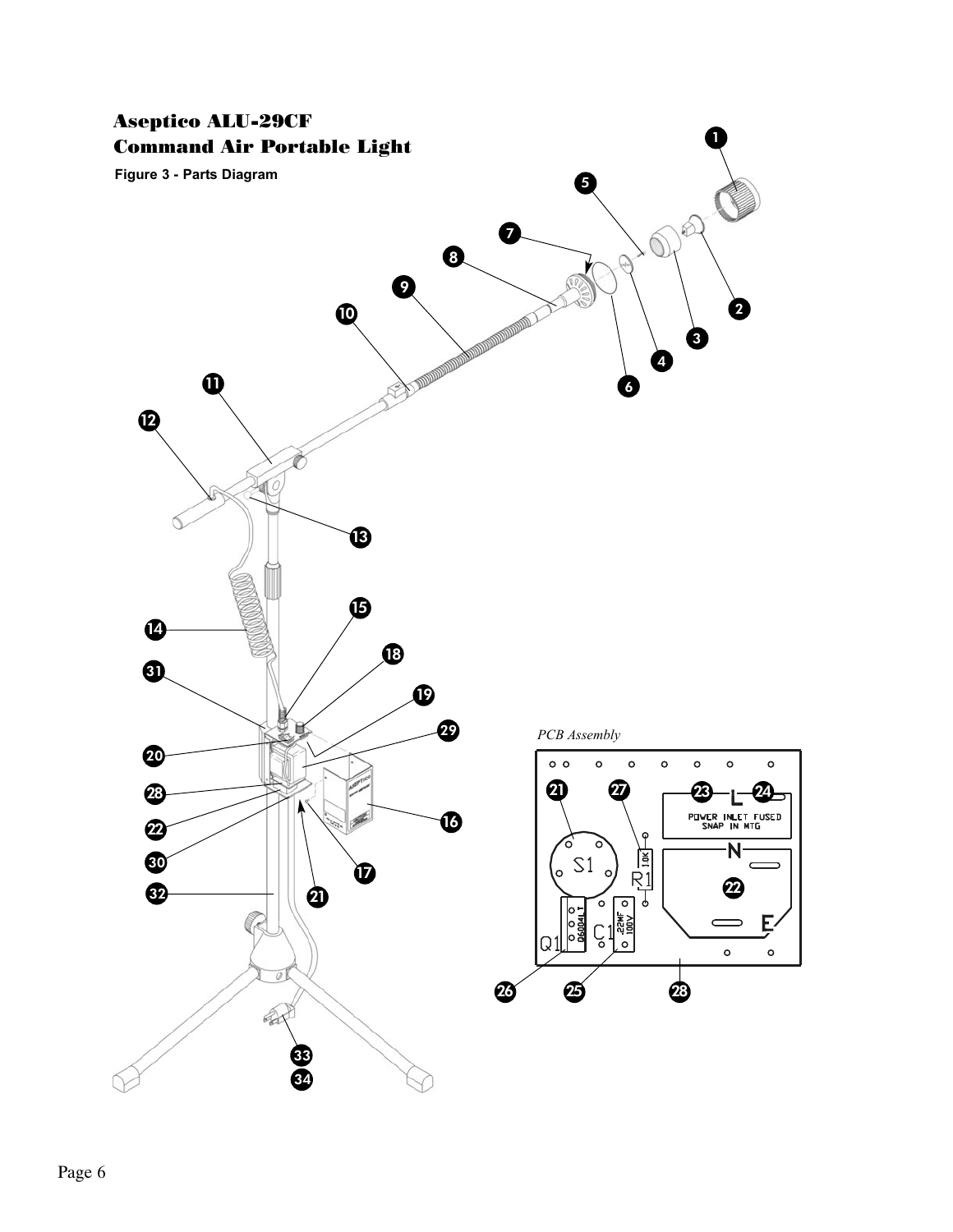# Aseptico ALU-29CF
# Command Air Portable Light

**Figure 3 - Parts Diagram**

*PCB Assembly*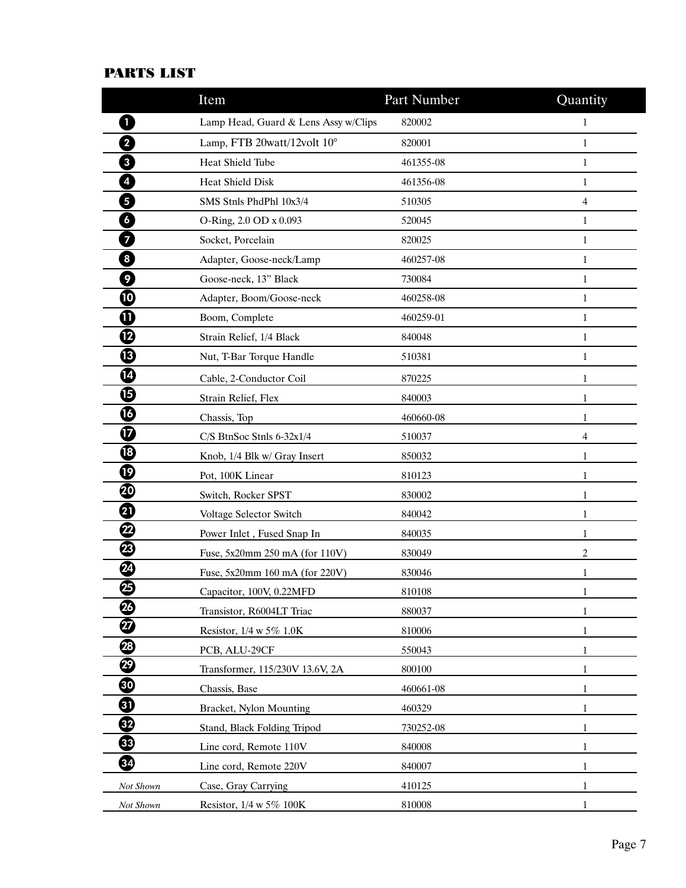## PARTS LIST

| | Item | Part Number | Quantity |
|---|---|---|---|
| 1 | Lamp Head, Guard & Lens Assy w/Clips | 820002 | 1 |
| 2 | Lamp, FTB 20watt/12volt 10° | 820001 | 1 |
| 3 | Heat Shield Tube | 461355-08 | 1 |
| 4 | Heat Shield Disk | 461356-08 | 1 |
| 5 | SMS Stnls PhdPhl 10x3/4 | 510305 | 4 |
| 6 | O-Ring, 2.0 OD x 0.093 | 520045 | 1 |
| 7 | Socket, Porcelain | 820025 | 1 |
| 8 | Adapter, Goose-neck/Lamp | 460257-08 | 1 |
| 9 | Goose-neck, 13" Black | 730084 | 1 |
| 10 | Adapter, Boom/Goose-neck | 460258-08 | 1 |
| 11 | Boom, Complete | 460259-01 | 1 |
| 12 | Strain Relief, 1/4 Black | 840048 | 1 |
| 13 | Nut, T-Bar Torque Handle | 510381 | 1 |
| 14 | Cable, 2-Conductor Coil | 870225 | 1 |
| 15 | Strain Relief, Flex | 840003 | 1 |
| 16 | Chassis, Top | 460660-08 | 1 |
| 17 | C/S BtnSoc Stnls 6-32x1/4 | 510037 | 4 |
| 18 | Knob, 1/4 Blk w/ Gray Insert | 850032 | 1 |
| 19 | Pot, 100K Linear | 810123 | 1 |
| 20 | Switch, Rocker SPST | 830002 | 1 |
| 21 | Voltage Selector Switch | 840042 | 1 |
| 22 | Power Inlet , Fused Snap In | 840035 | 1 |
| 23 | Fuse, 5x20mm 250 mA (for 110V) | 830049 | 2 |
| 24 | Fuse, 5x20mm 160 mA (for 220V) | 830046 | 1 |
| 25 | Capacitor, 100V, 0.22MFD | 810108 | 1 |
| 26 | Transistor, R6004LT Triac | 880037 | 1 |
| 27 | Resistor, 1/4 w 5% 1.0K | 810006 | 1 |
| 28 | PCB, ALU-29CF | 550043 | 1 |
| 29 | Transformer, 115/230V 13.6V, 2A | 800100 | 1 |
| 30 | Chassis, Base | 460661-08 | 1 |
| 31 | Bracket, Nylon Mounting | 460329 | 1 |
| 32 | Stand, Black Folding Tripod | 730252-08 | 1 |
| 33 | Line cord, Remote 110V | 840008 | 1 |
| 34 | Line cord, Remote 220V | 840007 | 1 |
| *Not Shown* | Case, Gray Carrying | 410125 | 1 |
| *Not Shown* | Resistor, 1/4 w 5% 100K | 810008 | 1 |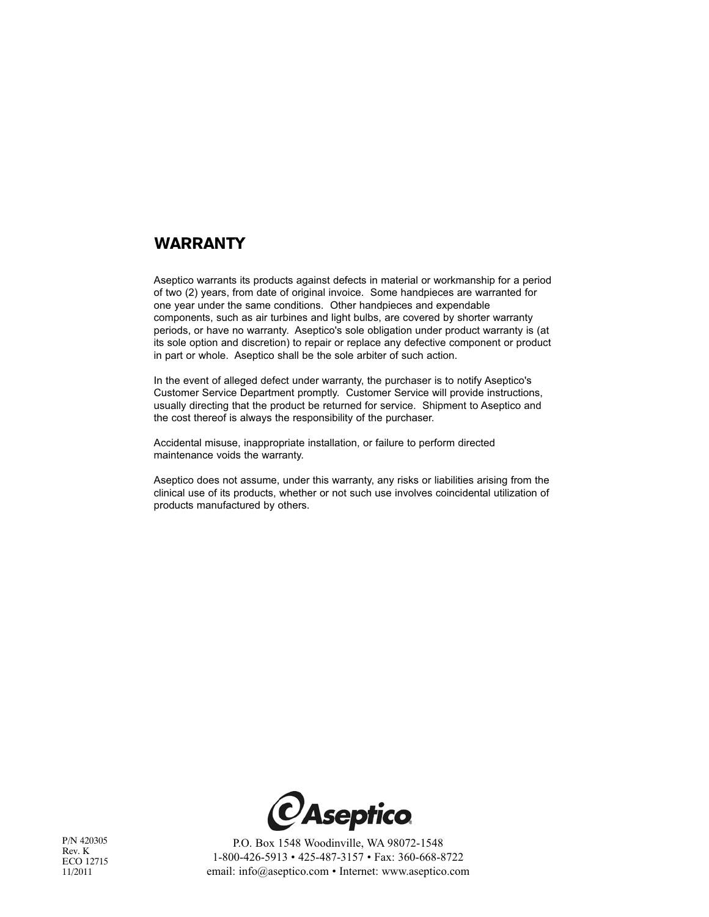## WARRANTY

Aseptico warrants its products against defects in material or workmanship for a period of two (2) years, from date of original invoice. Some handpieces are warranted for one year under the same conditions. Other handpieces and expendable components, such as air turbines and light bulbs, are covered by shorter warranty periods, or have no warranty. Aseptico's sole obligation under product warranty is (at its sole option and discretion) to repair or replace any defective component or product in part or whole. Aseptico shall be the sole arbiter of such action.

In the event of alleged defect under warranty, the purchaser is to notify Aseptico's Customer Service Department promptly. Customer Service will provide instructions, usually directing that the product be returned for service. Shipment to Aseptico and the cost thereof is always the responsibility of the purchaser.

Accidental misuse, inappropriate installation, or failure to perform directed maintenance voids the warranty.

Aseptico does not assume, under this warranty, any risks or liabilities arising from the clinical use of its products, whether or not such use involves coincidental utilization of products manufactured by others.

Aseptico

P.O. Box 1548 Woodinville, WA 98072-1548
1-800-426-5913 • 425-487-3157 • Fax: 360-668-8722
email: info@aseptico.com • Internet: www.aseptico.com

P/N 420305
Rev. K
ECO 12715
11/2011